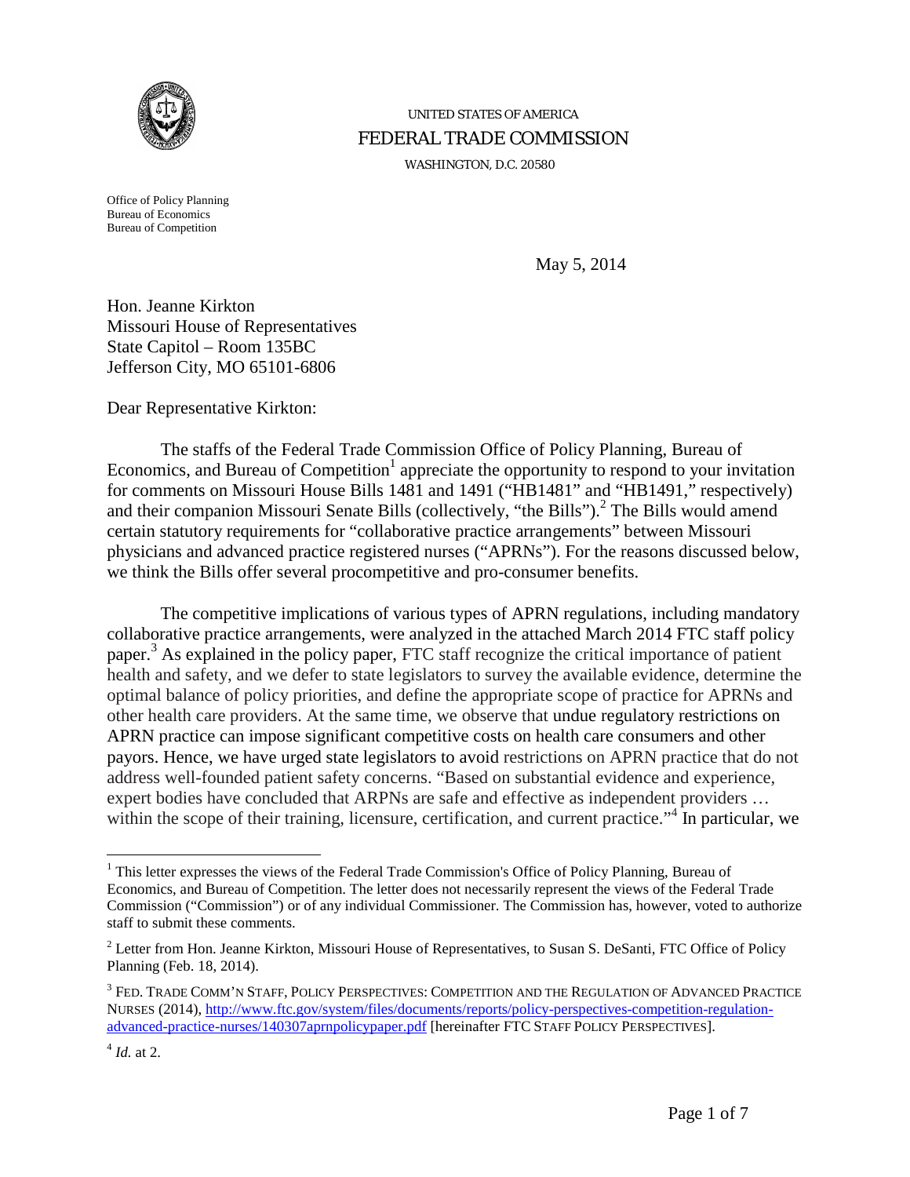UNITED STATES OF AMERICA

FEDERAL TRADE COMMISSION

WASHINGTON, D.C. 20580

Office of Policy Planning
Bureau of Economics
Bureau of Competition

May 5, 2014

Hon. Jeanne Kirkton
Missouri House of Representatives
State Capitol – Room 135BC
Jefferson City, MO 65101-6806

Dear Representative Kirkton:

The staffs of the Federal Trade Commission Office of Policy Planning, Bureau of Economics, and Bureau of Competition[1] appreciate the opportunity to respond to your invitation for comments on Missouri House Bills 1481 and 1491 ("HB1481" and "HB1491," respectively) and their companion Missouri Senate Bills (collectively, "the Bills").[2] The Bills would amend certain statutory requirements for "collaborative practice arrangements" between Missouri physicians and advanced practice registered nurses ("APRNs"). For the reasons discussed below, we think the Bills offer several procompetitive and pro-consumer benefits.

The competitive implications of various types of APRN regulations, including mandatory collaborative practice arrangements, were analyzed in the attached March 2014 FTC staff policy paper.[3] As explained in the policy paper, FTC staff recognize the critical importance of patient health and safety, and we defer to state legislators to survey the available evidence, determine the optimal balance of policy priorities, and define the appropriate scope of practice for APRNs and other health care providers. At the same time, we observe that undue regulatory restrictions on APRN practice can impose significant competitive costs on health care consumers and other payors. Hence, we have urged state legislators to avoid restrictions on APRN practice that do not address well-founded patient safety concerns. "Based on substantial evidence and experience, expert bodies have concluded that ARPNs are safe and effective as independent providers … within the scope of their training, licensure, certification, and current practice."[4] In particular, we

---

[1] This letter expresses the views of the Federal Trade Commission's Office of Policy Planning, Bureau of Economics, and Bureau of Competition. The letter does not necessarily represent the views of the Federal Trade Commission ("Commission") or of any individual Commissioner. The Commission has, however, voted to authorize staff to submit these comments.

[2] Letter from Hon. Jeanne Kirkton, Missouri House of Representatives, to Susan S. DeSanti, FTC Office of Policy Planning (Feb. 18, 2014).

[3] FED. TRADE COMM'N STAFF, POLICY PERSPECTIVES: COMPETITION AND THE REGULATION OF ADVANCED PRACTICE NURSES (2014), http://www.ftc.gov/system/files/documents/reports/policy-perspectives-competition-regulation-advanced-practice-nurses/140307aprnpolicypaper.pdf [hereinafter FTC STAFF POLICY PERSPECTIVES].

[4] *Id.* at 2.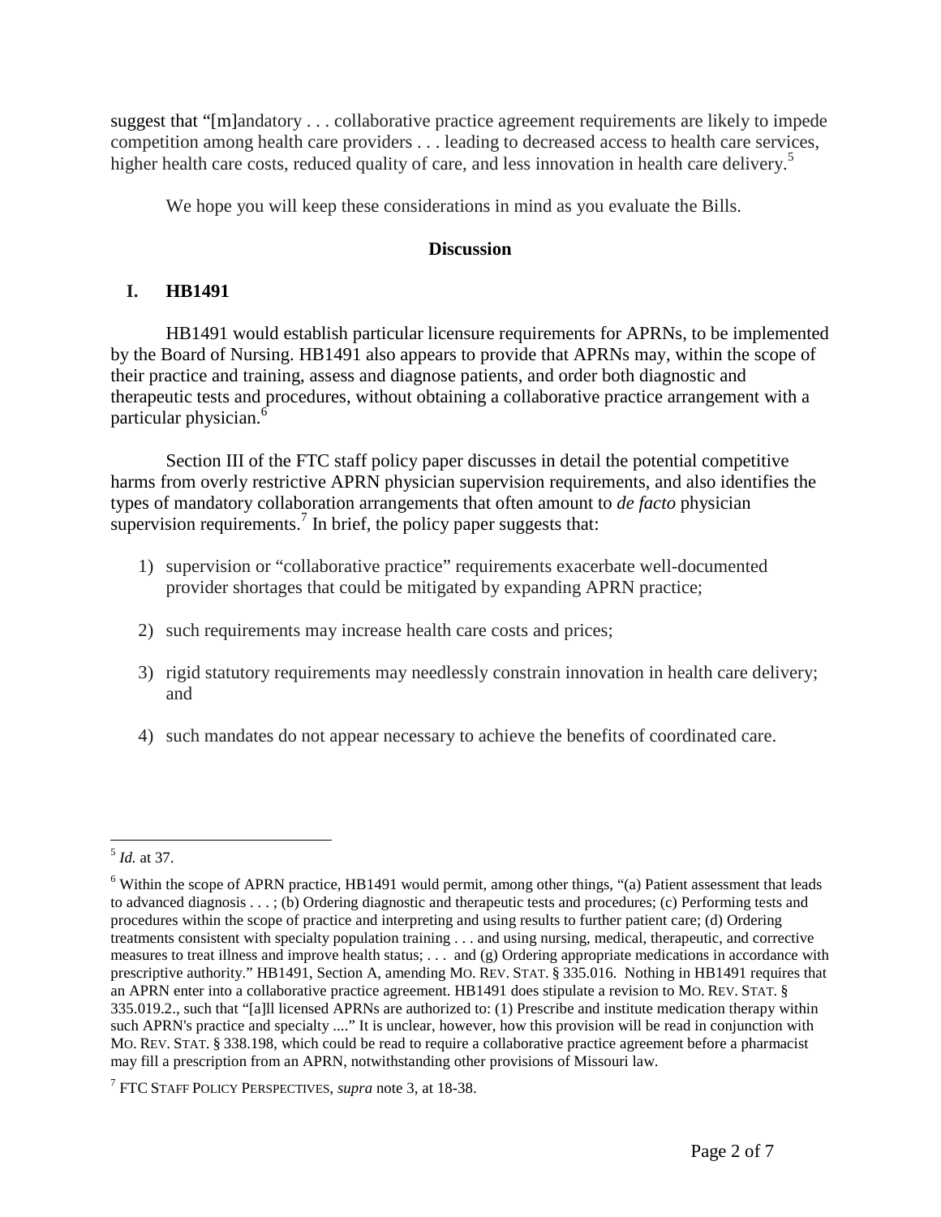suggest that "[m]andatory . . . collaborative practice agreement requirements are likely to impede competition among health care providers . . . leading to decreased access to health care services, higher health care costs, reduced quality of care, and less innovation in health care delivery.[5]

We hope you will keep these considerations in mind as you evaluate the Bills.

## Discussion

### I. HB1491

HB1491 would establish particular licensure requirements for APRNs, to be implemented by the Board of Nursing. HB1491 also appears to provide that APRNs may, within the scope of their practice and training, assess and diagnose patients, and order both diagnostic and therapeutic tests and procedures, without obtaining a collaborative practice arrangement with a particular physician.[6]

Section III of the FTC staff policy paper discusses in detail the potential competitive harms from overly restrictive APRN physician supervision requirements, and also identifies the types of mandatory collaboration arrangements that often amount to *de facto* physician supervision requirements.[7] In brief, the policy paper suggests that:

1) supervision or "collaborative practice" requirements exacerbate well-documented provider shortages that could be mitigated by expanding APRN practice;

2) such requirements may increase health care costs and prices;

3) rigid statutory requirements may needlessly constrain innovation in health care delivery; and

4) such mandates do not appear necessary to achieve the benefits of coordinated care.

---

[5] *Id.* at 37.

[6] Within the scope of APRN practice, HB1491 would permit, among other things, "(a) Patient assessment that leads to advanced diagnosis . . . ; (b) Ordering diagnostic and therapeutic tests and procedures; (c) Performing tests and procedures within the scope of practice and interpreting and using results to further patient care; (d) Ordering treatments consistent with specialty population training . . . and using nursing, medical, therapeutic, and corrective measures to treat illness and improve health status; . . . and (g) Ordering appropriate medications in accordance with prescriptive authority." HB1491, Section A, amending MO. REV. STAT. § 335.016. Nothing in HB1491 requires that an APRN enter into a collaborative practice agreement. HB1491 does stipulate a revision to MO. REV. STAT. § 335.019.2., such that "[a]ll licensed APRNs are authorized to: (1) Prescribe and institute medication therapy within such APRN's practice and specialty ...." It is unclear, however, how this provision will be read in conjunction with MO. REV. STAT. § 338.198, which could be read to require a collaborative practice agreement before a pharmacist may fill a prescription from an APRN, notwithstanding other provisions of Missouri law.

[7] FTC STAFF POLICY PERSPECTIVES, *supra* note 3, at 18-38.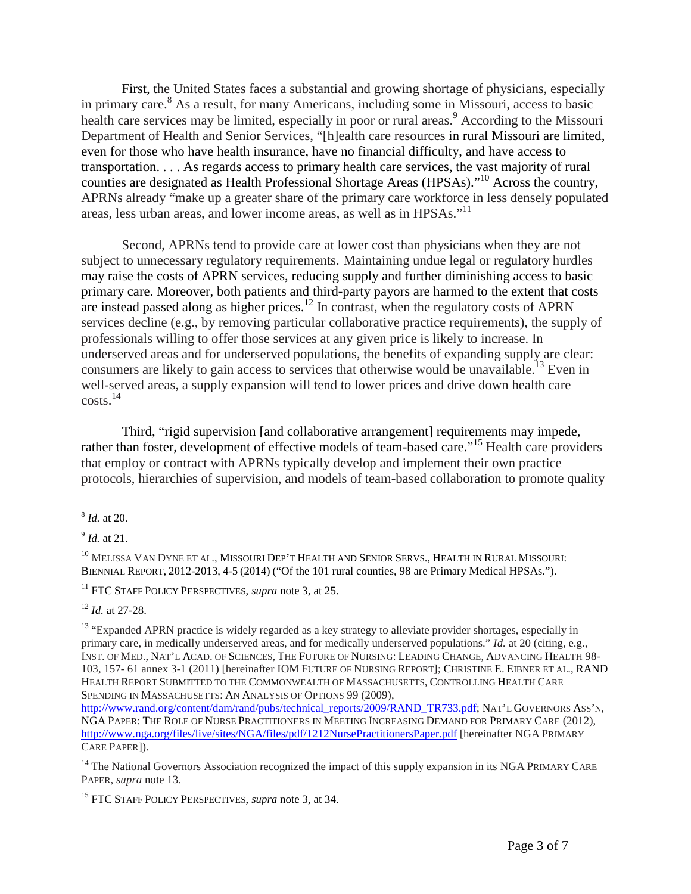First, the United States faces a substantial and growing shortage of physicians, especially in primary care.[8] As a result, for many Americans, including some in Missouri, access to basic health care services may be limited, especially in poor or rural areas.[9] According to the Missouri Department of Health and Senior Services, "[h]ealth care resources in rural Missouri are limited, even for those who have health insurance, have no financial difficulty, and have access to transportation. . . . As regards access to primary health care services, the vast majority of rural counties are designated as Health Professional Shortage Areas (HPSAs)."[10] Across the country, APRNs already "make up a greater share of the primary care workforce in less densely populated areas, less urban areas, and lower income areas, as well as in HPSAs."[11]

Second, APRNs tend to provide care at lower cost than physicians when they are not subject to unnecessary regulatory requirements. Maintaining undue legal or regulatory hurdles may raise the costs of APRN services, reducing supply and further diminishing access to basic primary care. Moreover, both patients and third-party payors are harmed to the extent that costs are instead passed along as higher prices.[12] In contrast, when the regulatory costs of APRN services decline (e.g., by removing particular collaborative practice requirements), the supply of professionals willing to offer those services at any given price is likely to increase. In underserved areas and for underserved populations, the benefits of expanding supply are clear: consumers are likely to gain access to services that otherwise would be unavailable.[13] Even in well-served areas, a supply expansion will tend to lower prices and drive down health care costs.[14]

Third, "rigid supervision [and collaborative arrangement] requirements may impede, rather than foster, development of effective models of team-based care."[15] Health care providers that employ or contract with APRNs typically develop and implement their own practice protocols, hierarchies of supervision, and models of team-based collaboration to promote quality

---

[8] *Id.* at 20.

[9] *Id.* at 21.

[10] MELISSA VAN DYNE ET AL., MISSOURI DEP'T HEALTH AND SENIOR SERVS., HEALTH IN RURAL MISSOURI: BIENNIAL REPORT, 2012-2013, 4-5 (2014) ("Of the 101 rural counties, 98 are Primary Medical HPSAs.").

[11] FTC STAFF POLICY PERSPECTIVES, *supra* note 3, at 25.

[12] *Id.* at 27-28.

[13] "Expanded APRN practice is widely regarded as a key strategy to alleviate provider shortages, especially in primary care, in medically underserved areas, and for medically underserved populations." *Id.* at 20 (citing, e.g., INST. OF MED., NAT'L ACAD. OF SCIENCES, THE FUTURE OF NURSING: LEADING CHANGE, ADVANCING HEALTH 98-103, 157- 61 annex 3-1 (2011) [hereinafter IOM FUTURE OF NURSING REPORT]; CHRISTINE E. EIBNER ET AL., RAND HEALTH REPORT SUBMITTED TO THE COMMONWEALTH OF MASSACHUSETTS, CONTROLLING HEALTH CARE SPENDING IN MASSACHUSETTS: AN ANALYSIS OF OPTIONS 99 (2009), http://www.rand.org/content/dam/rand/pubs/technical_reports/2009/RAND_TR733.pdf; NAT'L GOVERNORS ASS'N, NGA PAPER: THE ROLE OF NURSE PRACTITIONERS IN MEETING INCREASING DEMAND FOR PRIMARY CARE (2012), http://www.nga.org/files/live/sites/NGA/files/pdf/1212NursePractitionersPaper.pdf [hereinafter NGA PRIMARY CARE PAPER]).

[14] The National Governors Association recognized the impact of this supply expansion in its NGA PRIMARY CARE PAPER, *supra* note 13.

[15] FTC STAFF POLICY PERSPECTIVES, *supra* note 3, at 34.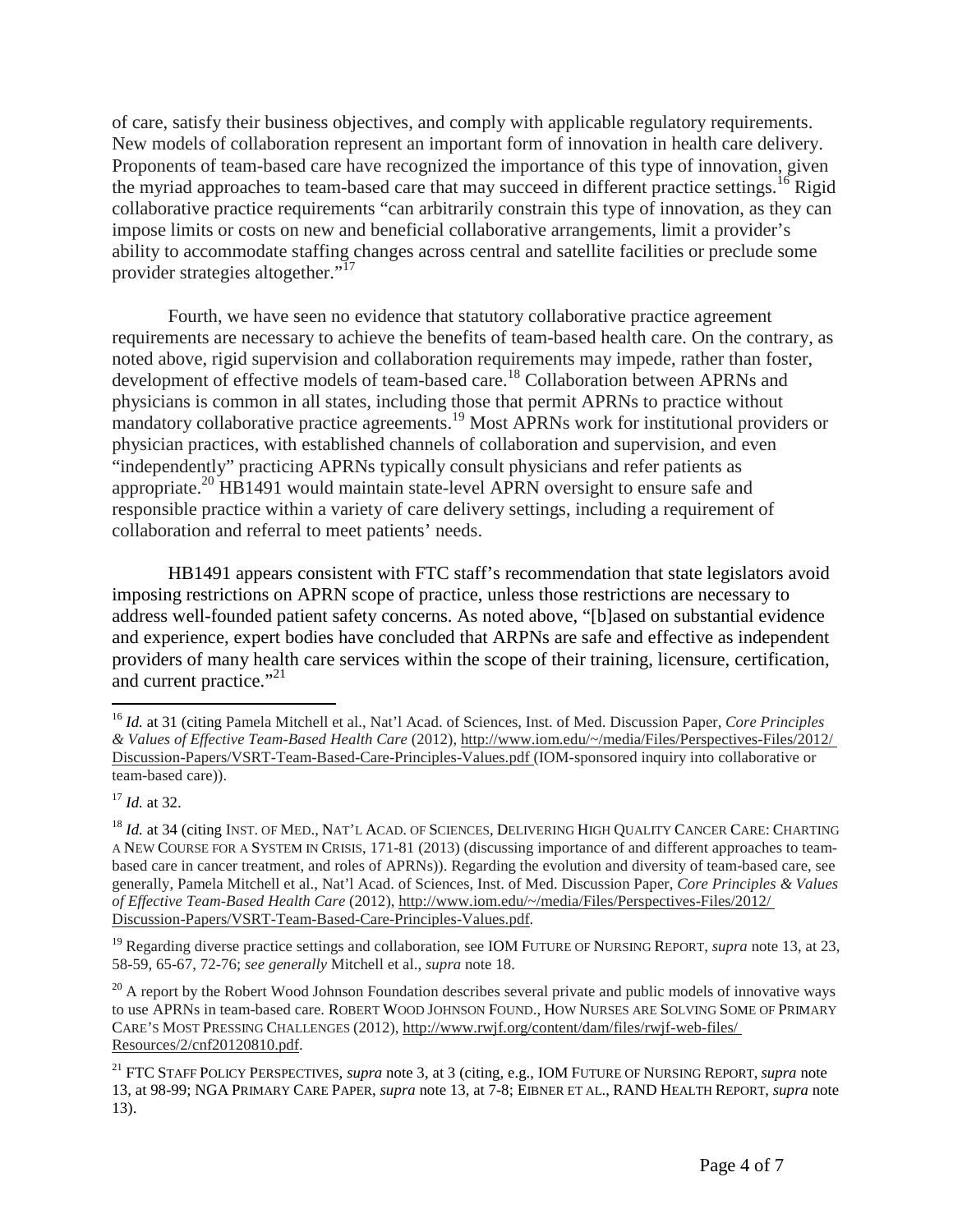of care, satisfy their business objectives, and comply with applicable regulatory requirements. New models of collaboration represent an important form of innovation in health care delivery. Proponents of team-based care have recognized the importance of this type of innovation, given the myriad approaches to team-based care that may succeed in different practice settings.[16] Rigid collaborative practice requirements "can arbitrarily constrain this type of innovation, as they can impose limits or costs on new and beneficial collaborative arrangements, limit a provider's ability to accommodate staffing changes across central and satellite facilities or preclude some provider strategies altogether."[17]

Fourth, we have seen no evidence that statutory collaborative practice agreement requirements are necessary to achieve the benefits of team-based health care. On the contrary, as noted above, rigid supervision and collaboration requirements may impede, rather than foster, development of effective models of team-based care.[18] Collaboration between APRNs and physicians is common in all states, including those that permit APRNs to practice without mandatory collaborative practice agreements.[19] Most APRNs work for institutional providers or physician practices, with established channels of collaboration and supervision, and even "independently" practicing APRNs typically consult physicians and refer patients as appropriate.[20] HB1491 would maintain state-level APRN oversight to ensure safe and responsible practice within a variety of care delivery settings, including a requirement of collaboration and referral to meet patients' needs.

HB1491 appears consistent with FTC staff's recommendation that state legislators avoid imposing restrictions on APRN scope of practice, unless those restrictions are necessary to address well-founded patient safety concerns. As noted above, "[b]ased on substantial evidence and experience, expert bodies have concluded that ARPNs are safe and effective as independent providers of many health care services within the scope of their training, licensure, certification, and current practice."[21]

---

[16] *Id.* at 31 (citing Pamela Mitchell et al., Nat'l Acad. of Sciences, Inst. of Med. Discussion Paper, *Core Principles & Values of Effective Team-Based Health Care* (2012), http://www.iom.edu/~/media/Files/Perspectives-Files/2012/Discussion-Papers/VSRT-Team-Based-Care-Principles-Values.pdf (IOM-sponsored inquiry into collaborative or team-based care)).

[17] *Id.* at 32.

[18] *Id.* at 34 (citing INST. OF MED., NAT'L ACAD. OF SCIENCES, DELIVERING HIGH QUALITY CANCER CARE: CHARTING A NEW COURSE FOR A SYSTEM IN CRISIS, 171-81 (2013) (discussing importance of and different approaches to team-based care in cancer treatment, and roles of APRNs)). Regarding the evolution and diversity of team-based care, see generally, Pamela Mitchell et al., Nat'l Acad. of Sciences, Inst. of Med. Discussion Paper, *Core Principles & Values of Effective Team-Based Health Care* (2012), http://www.iom.edu/~/media/Files/Perspectives-Files/2012/Discussion-Papers/VSRT-Team-Based-Care-Principles-Values.pdf.

[19] Regarding diverse practice settings and collaboration, see IOM FUTURE OF NURSING REPORT, *supra* note 13, at 23, 58-59, 65-67, 72-76; *see generally* Mitchell et al., *supra* note 18.

[20] A report by the Robert Wood Johnson Foundation describes several private and public models of innovative ways to use APRNs in team-based care. ROBERT WOOD JOHNSON FOUND., HOW NURSES ARE SOLVING SOME OF PRIMARY CARE'S MOST PRESSING CHALLENGES (2012), http://www.rwjf.org/content/dam/files/rwjf-web-files/Resources/2/cnf20120810.pdf.

[21] FTC STAFF POLICY PERSPECTIVES, *supra* note 3, at 3 (citing, e.g., IOM FUTURE OF NURSING REPORT, *supra* note 13, at 98-99; NGA PRIMARY CARE PAPER, *supra* note 13, at 7-8; EIBNER ET AL., RAND HEALTH REPORT, *supra* note 13).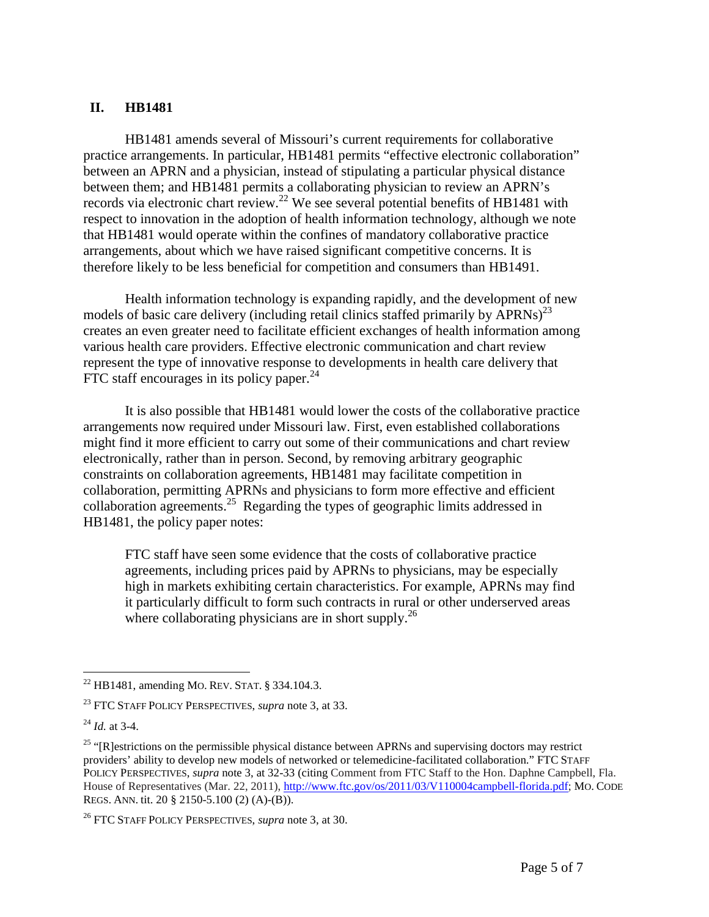## II. HB1481

HB1481 amends several of Missouri's current requirements for collaborative practice arrangements. In particular, HB1481 permits "effective electronic collaboration" between an APRN and a physician, instead of stipulating a particular physical distance between them; and HB1481 permits a collaborating physician to review an APRN's records via electronic chart review.[22] We see several potential benefits of HB1481 with respect to innovation in the adoption of health information technology, although we note that HB1481 would operate within the confines of mandatory collaborative practice arrangements, about which we have raised significant competitive concerns. It is therefore likely to be less beneficial for competition and consumers than HB1491.

Health information technology is expanding rapidly, and the development of new models of basic care delivery (including retail clinics staffed primarily by APRNs)[23] creates an even greater need to facilitate efficient exchanges of health information among various health care providers. Effective electronic communication and chart review represent the type of innovative response to developments in health care delivery that FTC staff encourages in its policy paper.[24]

It is also possible that HB1481 would lower the costs of the collaborative practice arrangements now required under Missouri law. First, even established collaborations might find it more efficient to carry out some of their communications and chart review electronically, rather than in person. Second, by removing arbitrary geographic constraints on collaboration agreements, HB1481 may facilitate competition in collaboration, permitting APRNs and physicians to form more effective and efficient collaboration agreements.[25] Regarding the types of geographic limits addressed in HB1481, the policy paper notes:

> FTC staff have seen some evidence that the costs of collaborative practice agreements, including prices paid by APRNs to physicians, may be especially high in markets exhibiting certain characteristics. For example, APRNs may find it particularly difficult to form such contracts in rural or other underserved areas where collaborating physicians are in short supply.[26]

---

[22] HB1481, amending MO. REV. STAT. § 334.104.3.

[23] FTC STAFF POLICY PERSPECTIVES, *supra* note 3, at 33.

[24] *Id.* at 3-4.

[25] "[R]estrictions on the permissible physical distance between APRNs and supervising doctors may restrict providers' ability to develop new models of networked or telemedicine-facilitated collaboration." FTC STAFF POLICY PERSPECTIVES, *supra* note 3, at 32-33 (citing Comment from FTC Staff to the Hon. Daphne Campbell, Fla. House of Representatives (Mar. 22, 2011), http://www.ftc.gov/os/2011/03/V110004campbell-florida.pdf; MO. CODE REGS. ANN. tit. 20 § 2150-5.100 (2) (A)-(B)).

[26] FTC STAFF POLICY PERSPECTIVES, *supra* note 3, at 30.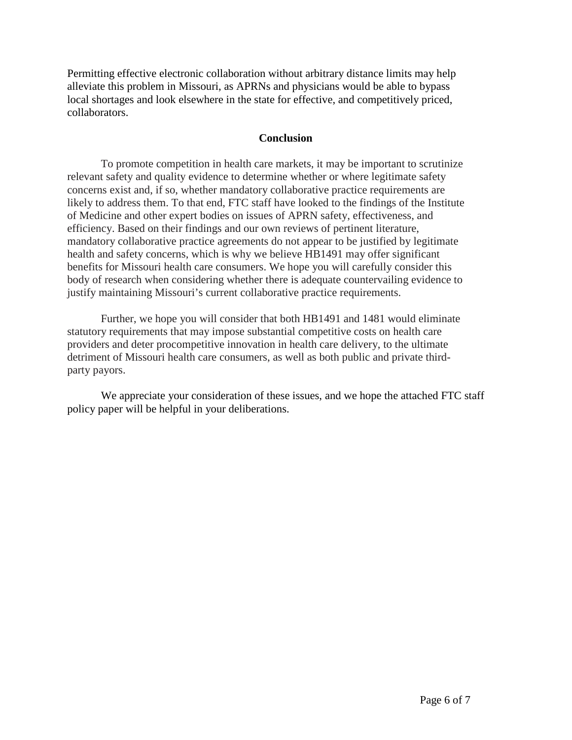Permitting effective electronic collaboration without arbitrary distance limits may help alleviate this problem in Missouri, as APRNs and physicians would be able to bypass local shortages and look elsewhere in the state for effective, and competitively priced, collaborators.

## Conclusion

To promote competition in health care markets, it may be important to scrutinize relevant safety and quality evidence to determine whether or where legitimate safety concerns exist and, if so, whether mandatory collaborative practice requirements are likely to address them. To that end, FTC staff have looked to the findings of the Institute of Medicine and other expert bodies on issues of APRN safety, effectiveness, and efficiency. Based on their findings and our own reviews of pertinent literature, mandatory collaborative practice agreements do not appear to be justified by legitimate health and safety concerns, which is why we believe HB1491 may offer significant benefits for Missouri health care consumers. We hope you will carefully consider this body of research when considering whether there is adequate countervailing evidence to justify maintaining Missouri's current collaborative practice requirements.

Further, we hope you will consider that both HB1491 and 1481 would eliminate statutory requirements that may impose substantial competitive costs on health care providers and deter procompetitive innovation in health care delivery, to the ultimate detriment of Missouri health care consumers, as well as both public and private third-party payors.

We appreciate your consideration of these issues, and we hope the attached FTC staff policy paper will be helpful in your deliberations.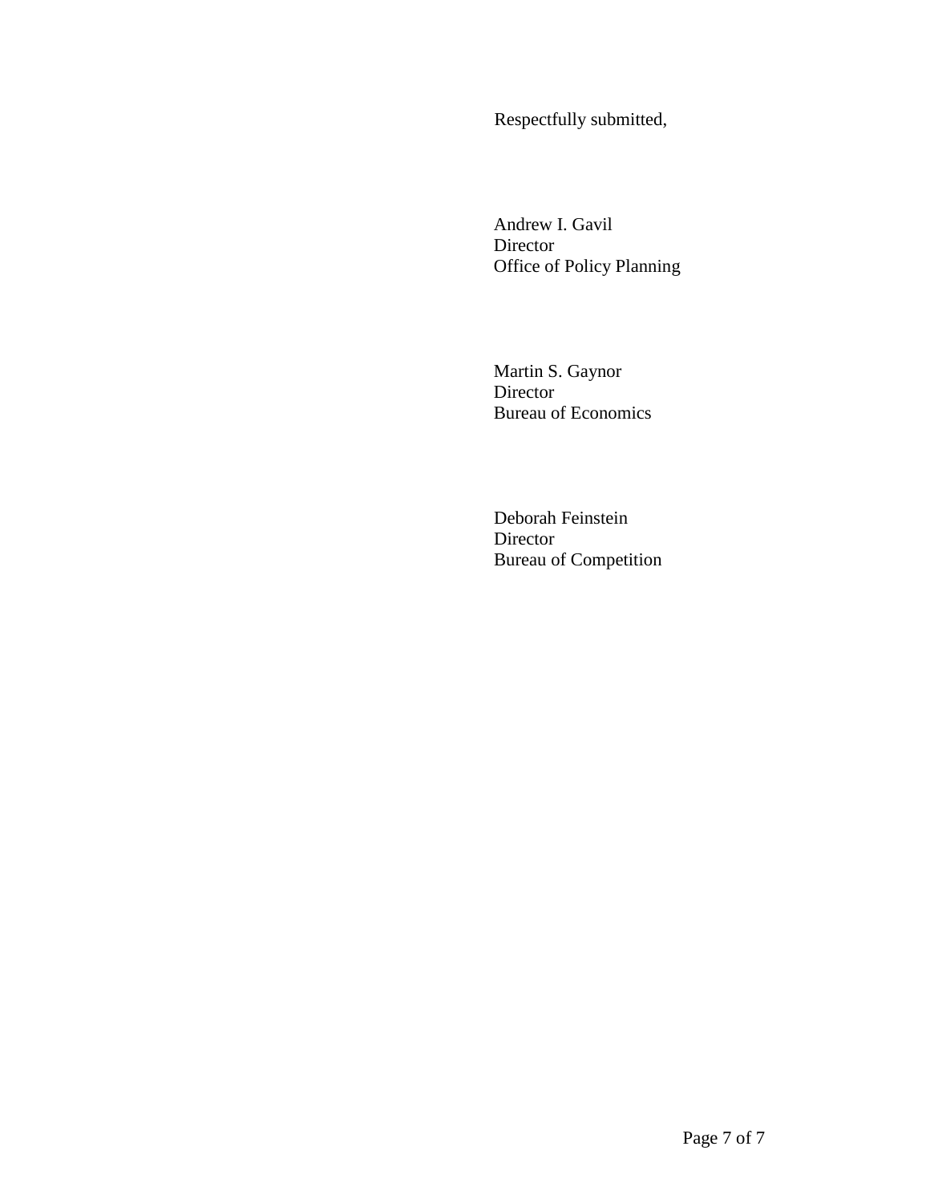Respectfully submitted,

Andrew I. Gavil
Director
Office of Policy Planning

Martin S. Gaynor
Director
Bureau of Economics

Deborah Feinstein
Director
Bureau of Competition